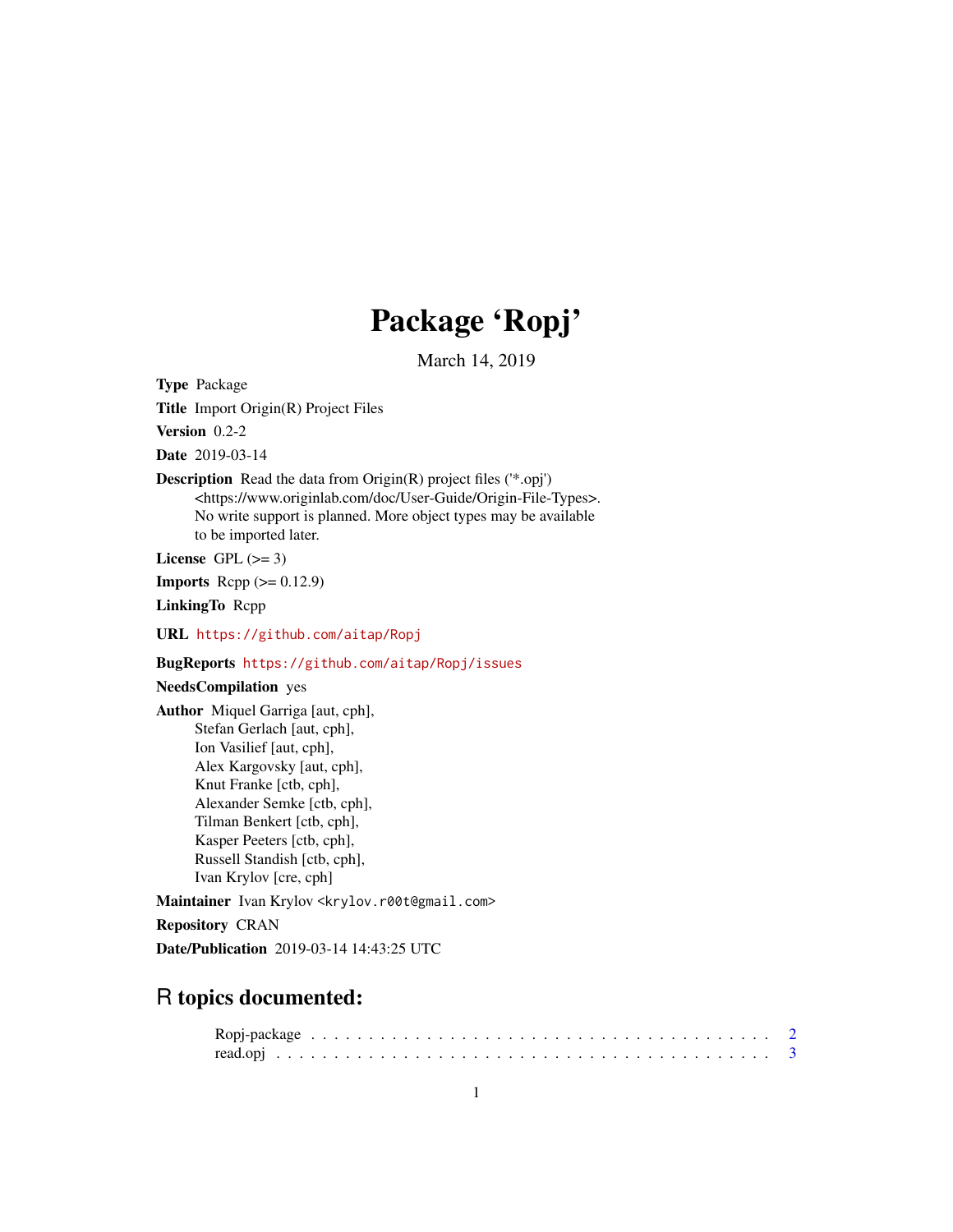# Package 'Ropj'

March 14, 2019

**Type** Package

**Title** Import Origin(R) Project Files

**Version** 0.2-2

**Date** 2019-03-14

**Description** Read the data from Origin(R) project files ('*.opj') <https://www.originlab.com/doc/User-Guide/Origin-File-Types>. No write support is planned. More object types may be available to be imported later.

**License** GPL (>= 3)

**Imports** Rcpp (>= 0.12.9)

**LinkingTo** Rcpp

**URL** https://github.com/aitap/Ropj

**BugReports** https://github.com/aitap/Ropj/issues

**NeedsCompilation** yes

**Author** Miquel Garriga [aut, cph],
Stefan Gerlach [aut, cph],
Ion Vasilief [aut, cph],
Alex Kargovsky [aut, cph],
Knut Franke [ctb, cph],
Alexander Semke [ctb, cph],
Tilman Benkert [ctb, cph],
Kasper Peeters [ctb, cph],
Russell Standish [ctb, cph],
Ivan Krylov [cre, cph]

**Maintainer** Ivan Krylov <krylov.r00t@gmail.com>

**Repository** CRAN

**Date/Publication** 2019-03-14 14:43:25 UTC

## R topics documented:

Ropj-package . . . . . . . . . . . . . . . . . . . . . . . . . . . . . . . . . . . . . . . 2
read.opj . . . . . . . . . . . . . . . . . . . . . . . . . . . . . . . . . . . . . . . . . 3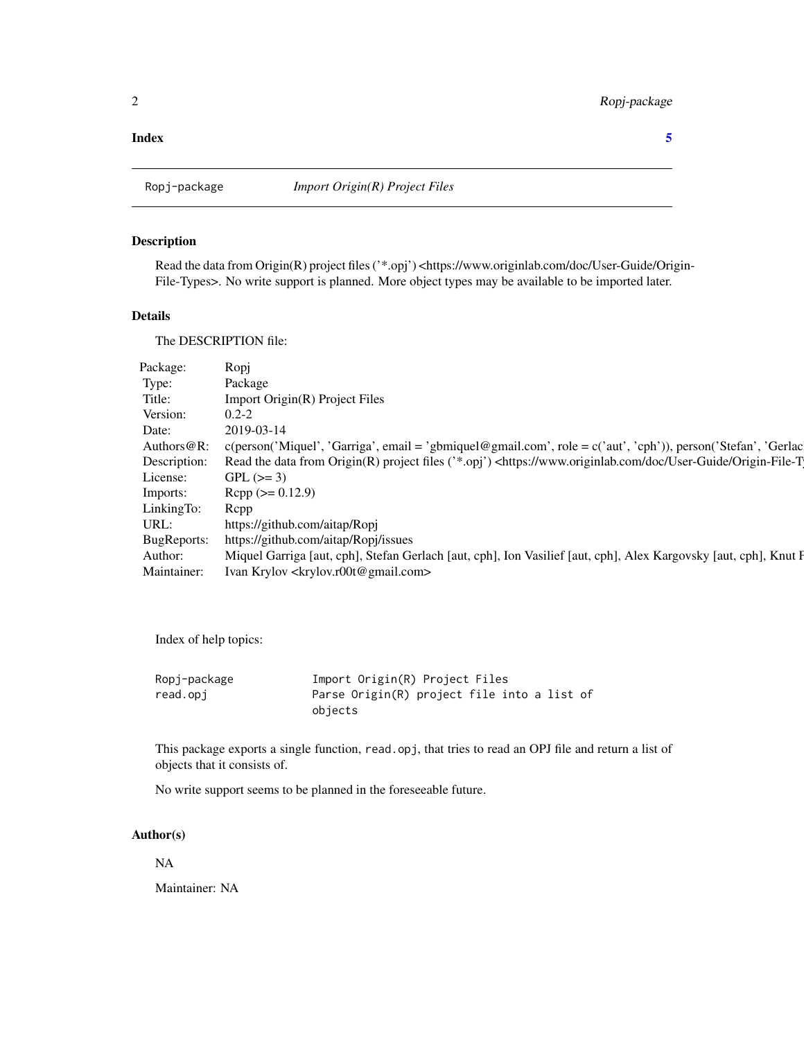**Index** **5**

---

Ropj-package *Import Origin(R) Project Files*

---

### Description

Read the data from Origin(R) project files ('*.opj') <https://www.originlab.com/doc/User-Guide/Origin-File-Types>. No write support is planned. More object types may be available to be imported later.

### Details

The DESCRIPTION file:

| | |
|---|---|
| Package: | Ropj |
| Type: | Package |
| Title: | Import Origin(R) Project Files |
| Version: | 0.2-2 |
| Date: | 2019-03-14 |
| Authors@R: | c(person('Miquel', 'Garriga', email = 'gbmiquel@gmail.com', role = c('aut', 'cph')), person('Stefan', 'Gerlac |
| Description: | Read the data from Origin(R) project files ('*.opj') <https://www.originlab.com/doc/User-Guide/Origin-File-T |
| License: | GPL (>= 3) |
| Imports: | Rcpp (>= 0.12.9) |
| LinkingTo: | Rcpp |
| URL: | https://github.com/aitap/Ropj |
| BugReports: | https://github.com/aitap/Ropj/issues |
| Author: | Miquel Garriga [aut, cph], Stefan Gerlach [aut, cph], Ion Vasilief [aut, cph], Alex Kargovsky [aut, cph], Knut F |
| Maintainer: | Ivan Krylov <krylov.r00t@gmail.com> |

Index of help topics:

```
Ropj-package            Import Origin(R) Project Files
read.opj                Parse Origin(R) project file into a list of
                        objects
```

This package exports a single function, `read.opj`, that tries to read an OPJ file and return a list of objects that it consists of.

No write support seems to be planned in the foreseeable future.

### Author(s)

NA

Maintainer: NA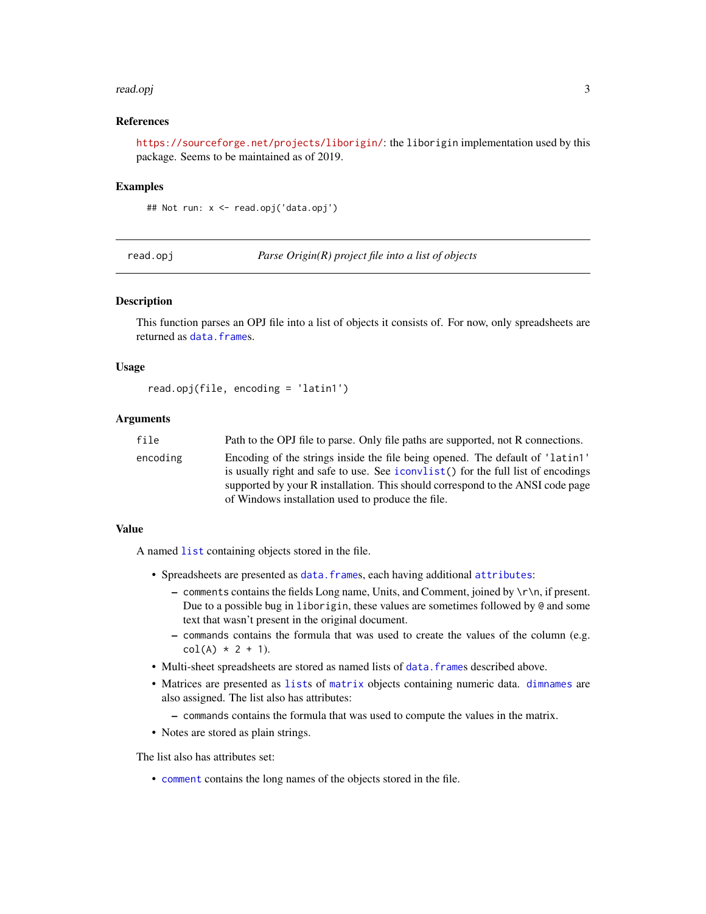### References

https://sourceforge.net/projects/liborigin/: the liborigin implementation used by this package. Seems to be maintained as of 2019.

### Examples

```
## Not run: x <- read.opj('data.opj')
```

---

## read.opj — *Parse Origin(R) project file into a list of objects*

---

### Description

This function parses an OPJ file into a list of objects it consists of. For now, only spreadsheets are returned as data.frames.

### Usage

```
read.opj(file, encoding = 'latin1')
```

### Arguments

| | |
|---|---|
| file | Path to the OPJ file to parse. Only file paths are supported, not R connections. |
| encoding | Encoding of the strings inside the file being opened. The default of 'latin1' is usually right and safe to use. See iconvlist() for the full list of encodings supported by your R installation. This should correspond to the ANSI code page of Windows installation used to produce the file. |

### Value

A named list containing objects stored in the file.

- Spreadsheets are presented as data.frames, each having additional attributes:
  - comments contains the fields Long name, Units, and Comment, joined by \r\n, if present. Due to a possible bug in liborigin, these values are sometimes followed by @ and some text that wasn't present in the original document.
  - commands contains the formula that was used to create the values of the column (e.g. col(A) * 2 + 1).
- Multi-sheet spreadsheets are stored as named lists of data.frames described above.
- Matrices are presented as lists of matrix objects containing numeric data. dimnames are also assigned. The list also has attributes:
  - commands contains the formula that was used to compute the values in the matrix.
- Notes are stored as plain strings.

The list also has attributes set:

- comment contains the long names of the objects stored in the file.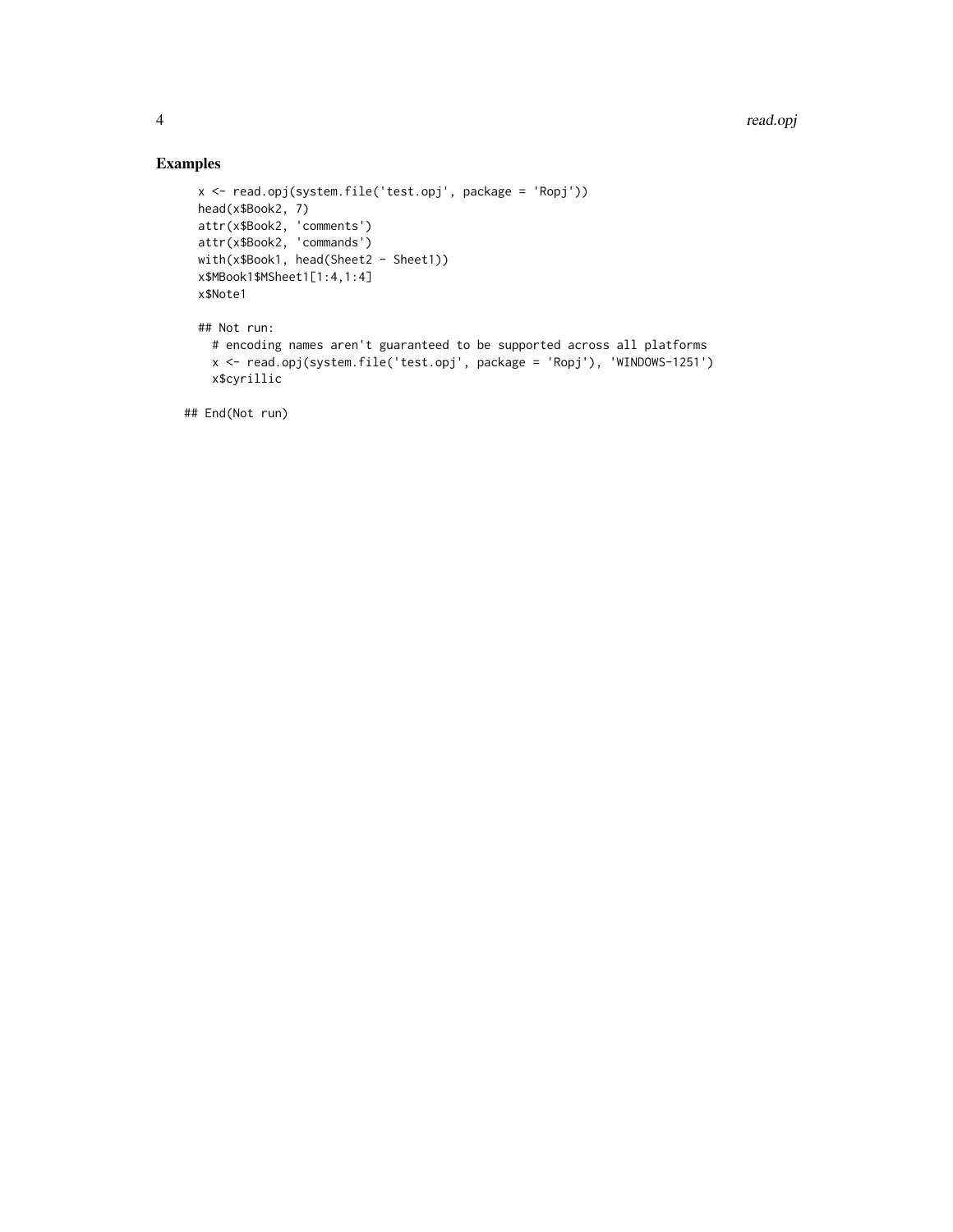## Examples

```
x <- read.opj(system.file('test.opj', package = 'Ropj'))
head(x$Book2, 7)
attr(x$Book2, 'comments')
attr(x$Book2, 'commands')
with(x$Book1, head(Sheet2 - Sheet1))
x$MBook1$MSheet1[1:4,1:4]
x$Note1

## Not run:
  # encoding names aren't guaranteed to be supported across all platforms
  x <- read.opj(system.file('test.opj', package = 'Ropj'), 'WINDOWS-1251')
  x$cyrillic

## End(Not run)
```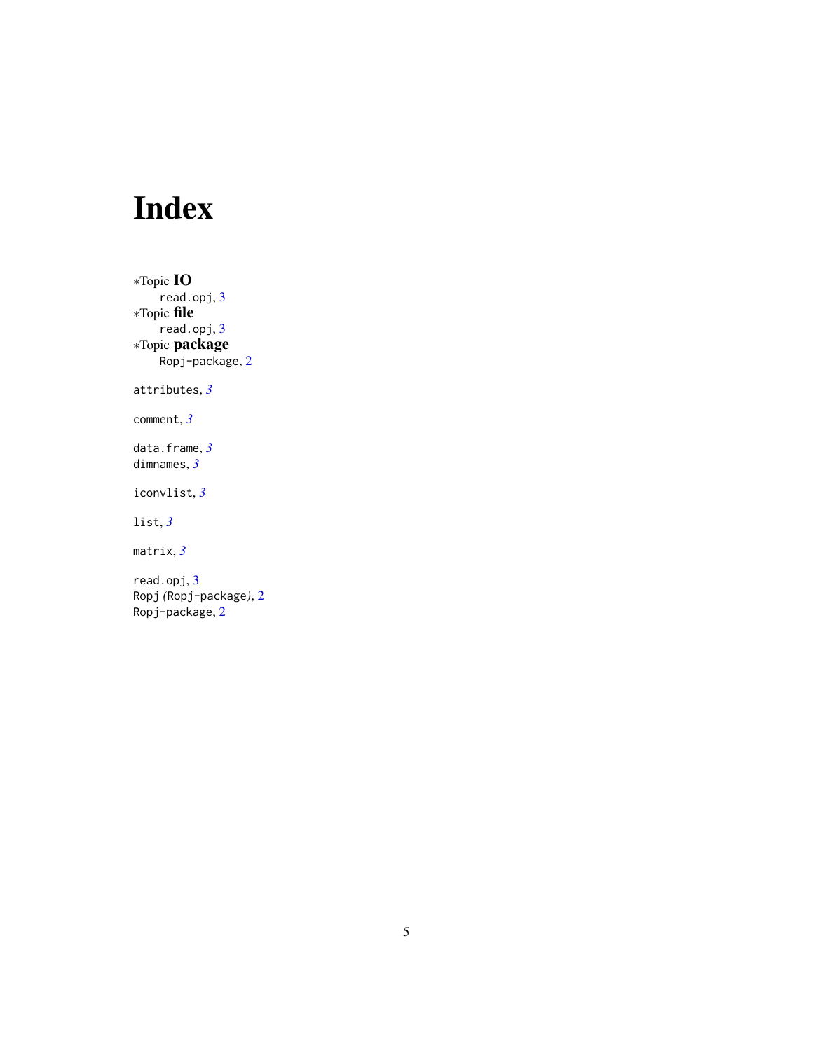# Index

*Topic **IO**

- read.opj, 3

*Topic **file**

- read.opj, 3

*Topic **package**

- Ropj-package, 2

attributes, *3*

comment, *3*

data.frame, *3*
dimnames, *3*

iconvlist, *3*

list, *3*

matrix, *3*

read.opj, 3
Ropj *(*Ropj-package*)*, 2
Ropj-package, 2